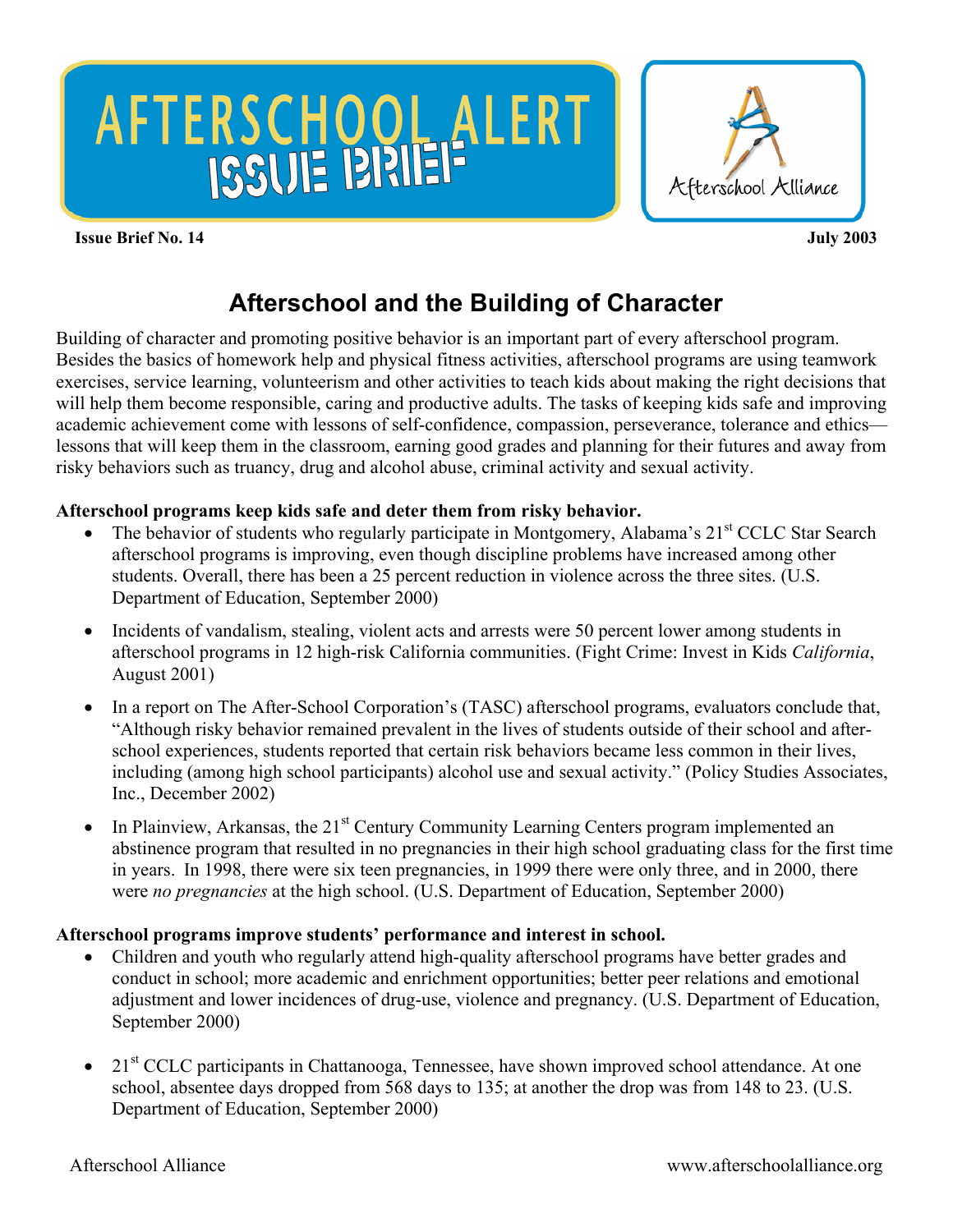# AFTERSCHOOL ALERT ISSUE BRIEF

Afterschool Alliance

**Issue Brief No. 14** **July 2003**

## Afterschool and the Building of Character

Building of character and promoting positive behavior is an important part of every afterschool program. Besides the basics of homework help and physical fitness activities, afterschool programs are using teamwork exercises, service learning, volunteerism and other activities to teach kids about making the right decisions that will help them become responsible, caring and productive adults. The tasks of keeping kids safe and improving academic achievement come with lessons of self-confidence, compassion, perseverance, tolerance and ethics—lessons that will keep them in the classroom, earning good grades and planning for their futures and away from risky behaviors such as truancy, drug and alcohol abuse, criminal activity and sexual activity.

**Afterschool programs keep kids safe and deter them from risky behavior.**

- The behavior of students who regularly participate in Montgomery, Alabama's 21st CCLC Star Search afterschool programs is improving, even though discipline problems have increased among other students. Overall, there has been a 25 percent reduction in violence across the three sites. (U.S. Department of Education, September 2000)
- Incidents of vandalism, stealing, violent acts and arrests were 50 percent lower among students in afterschool programs in 12 high-risk California communities. (Fight Crime: Invest in Kids *California*, August 2001)
- In a report on The After-School Corporation's (TASC) afterschool programs, evaluators conclude that, "Although risky behavior remained prevalent in the lives of students outside of their school and after-school experiences, students reported that certain risk behaviors became less common in their lives, including (among high school participants) alcohol use and sexual activity." (Policy Studies Associates, Inc., December 2002)
- In Plainview, Arkansas, the 21st Century Community Learning Centers program implemented an abstinence program that resulted in no pregnancies in their high school graduating class for the first time in years. In 1998, there were six teen pregnancies, in 1999 there were only three, and in 2000, there were *no pregnancies* at the high school. (U.S. Department of Education, September 2000)

**Afterschool programs improve students' performance and interest in school.**

- Children and youth who regularly attend high-quality afterschool programs have better grades and conduct in school; more academic and enrichment opportunities; better peer relations and emotional adjustment and lower incidences of drug-use, violence and pregnancy. (U.S. Department of Education, September 2000)
- 21st CCLC participants in Chattanooga, Tennessee, have shown improved school attendance. At one school, absentee days dropped from 568 days to 135; at another the drop was from 148 to 23. (U.S. Department of Education, September 2000)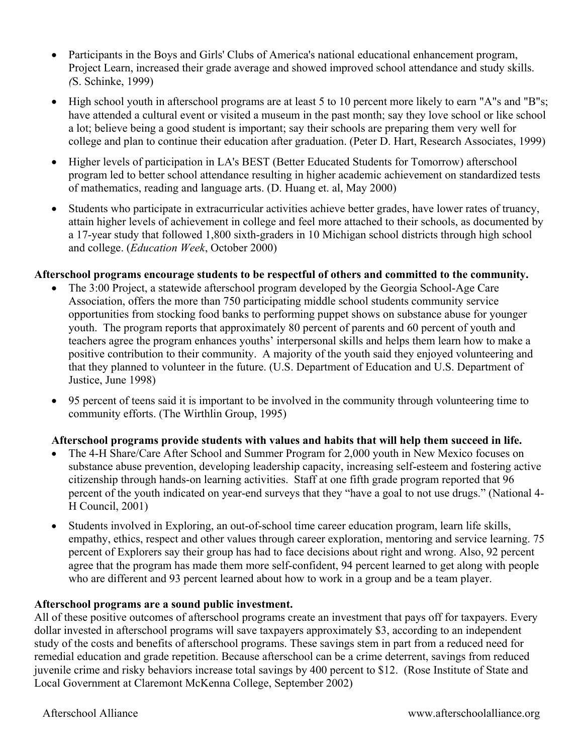- Participants in the Boys and Girls' Clubs of America's national educational enhancement program, Project Learn, increased their grade average and showed improved school attendance and study skills. *(*S. Schinke, 1999)

- High school youth in afterschool programs are at least 5 to 10 percent more likely to earn "A"s and "B"s; have attended a cultural event or visited a museum in the past month; say they love school or like school a lot; believe being a good student is important; say their schools are preparing them very well for college and plan to continue their education after graduation. (Peter D. Hart, Research Associates, 1999)

- Higher levels of participation in LA's BEST (Better Educated Students for Tomorrow) afterschool program led to better school attendance resulting in higher academic achievement on standardized tests of mathematics, reading and language arts. (D. Huang et. al, May 2000)

- Students who participate in extracurricular activities achieve better grades, have lower rates of truancy, attain higher levels of achievement in college and feel more attached to their schools, as documented by a 17-year study that followed 1,800 sixth-graders in 10 Michigan school districts through high school and college. (*Education Week*, October 2000)

**Afterschool programs encourage students to be respectful of others and committed to the community.**

- The 3:00 Project, a statewide afterschool program developed by the Georgia School-Age Care Association, offers the more than 750 participating middle school students community service opportunities from stocking food banks to performing puppet shows on substance abuse for younger youth. The program reports that approximately 80 percent of parents and 60 percent of youth and teachers agree the program enhances youths' interpersonal skills and helps them learn how to make a positive contribution to their community. A majority of the youth said they enjoyed volunteering and that they planned to volunteer in the future. (U.S. Department of Education and U.S. Department of Justice, June 1998)

- 95 percent of teens said it is important to be involved in the community through volunteering time to community efforts. (The Wirthlin Group, 1995)

**Afterschool programs provide students with values and habits that will help them succeed in life.**

- The 4-H Share/Care After School and Summer Program for 2,000 youth in New Mexico focuses on substance abuse prevention, developing leadership capacity, increasing self-esteem and fostering active citizenship through hands-on learning activities. Staff at one fifth grade program reported that 96 percent of the youth indicated on year-end surveys that they "have a goal to not use drugs." (National 4-H Council, 2001)

- Students involved in Exploring, an out-of-school time career education program, learn life skills, empathy, ethics, respect and other values through career exploration, mentoring and service learning. 75 percent of Explorers say their group has had to face decisions about right and wrong. Also, 92 percent agree that the program has made them more self-confident, 94 percent learned to get along with people who are different and 93 percent learned about how to work in a group and be a team player.

**Afterschool programs are a sound public investment.**

All of these positive outcomes of afterschool programs create an investment that pays off for taxpayers. Every dollar invested in afterschool programs will save taxpayers approximately $3, according to an independent study of the costs and benefits of afterschool programs. These savings stem in part from a reduced need for remedial education and grade repetition. Because afterschool can be a crime deterrent, savings from reduced juvenile crime and risky behaviors increase total savings by 400 percent to $12. (Rose Institute of State and Local Government at Claremont McKenna College, September 2002)